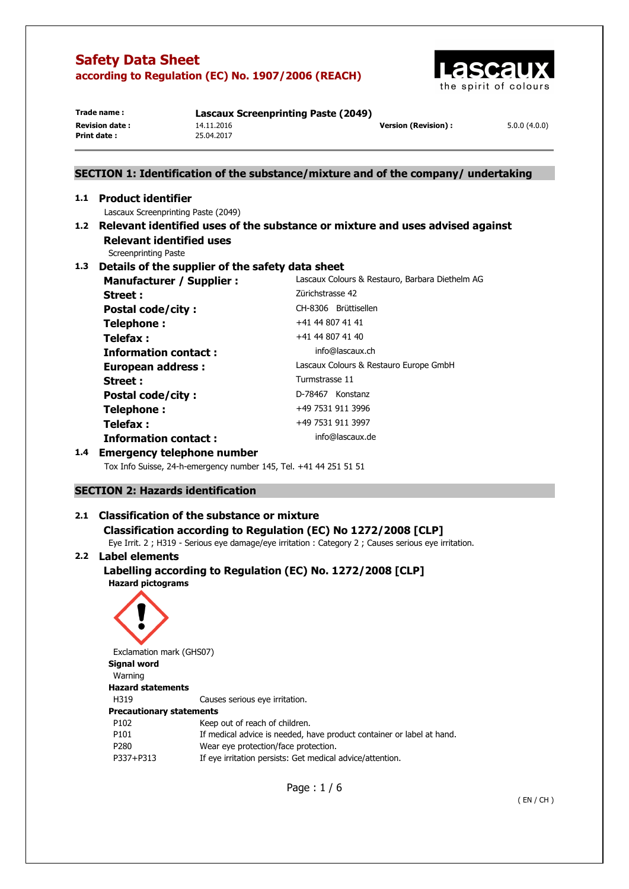# Safety Data Sheet

**according to Regulation (EC) No. 1907/2006 (REACH)**

| | | | |
|---|---|---|---|
| **Trade name :** | **Lascaux Screenprinting Paste (2049)** | | |
| **Revision date :** | 14.11.2016 | **Version (Revision) :** | 5.0.0 (4.0.0) |
| **Print date :** | 25.04.2017 | | |

## SECTION 1: Identification of the substance/mixture and of the company/ undertaking

### 1.1 Product identifier

Lascaux Screenprinting Paste (2049)

### 1.2 Relevant identified uses of the substance or mixture and uses advised against

**Relevant identified uses**

Screenprinting Paste

### 1.3 Details of the supplier of the safety data sheet

| | |
|---|---|
| **Manufacturer / Supplier :** | Lascaux Colours & Restauro, Barbara Diethelm AG |
| **Street :** | Zürichstrasse 42 |
| **Postal code/city :** | CH-8306 Brüttisellen |
| **Telephone :** | +41 44 807 41 41 |
| **Telefax :** | +41 44 807 41 40 |
| **Information contact :** | info@lascaux.ch |
| **European address :** | Lascaux Colours & Restauro Europe GmbH |
| **Street :** | Turmstrasse 11 |
| **Postal code/city :** | D-78467 Konstanz |
| **Telephone :** | +49 7531 911 3996 |
| **Telefax :** | +49 7531 911 3997 |
| **Information contact :** | info@lascaux.de |

### 1.4 Emergency telephone number

Tox Info Suisse, 24-h-emergency number 145, Tel. +41 44 251 51 51

## SECTION 2: Hazards identification

### 2.1 Classification of the substance or mixture

**Classification according to Regulation (EC) No 1272/2008 [CLP]**

Eye Irrit. 2 ; H319 - Serious eye damage/eye irritation : Category 2 ; Causes serious eye irritation.

### 2.2 Label elements

**Labelling according to Regulation (EC) No. 1272/2008 [CLP]**

**Hazard pictograms**

Exclamation mark (GHS07)

**Signal word**

Warning

**Hazard statements**

| | |
|---|---|
| H319 | Causes serious eye irritation. |

**Precautionary statements**

| | |
|---|---|
| P102 | Keep out of reach of children. |
| P101 | If medical advice is needed, have product container or label at hand. |
| P280 | Wear eye protection/face protection. |
| P337+P313 | If eye irritation persists: Get medical advice/attention. |

( EN / CH )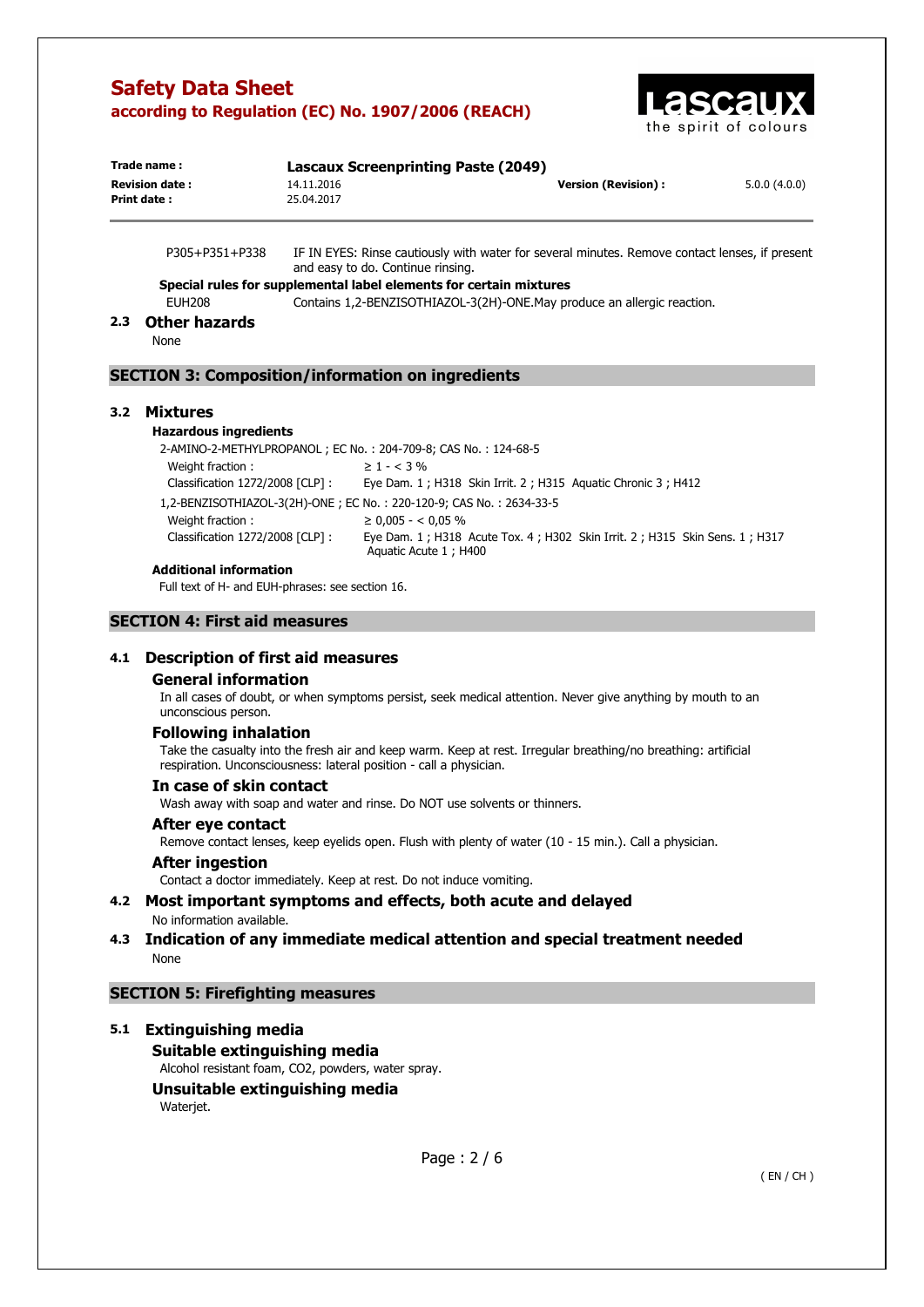P305+P351+P338 IF IN EYES: Rinse cautiously with water for several minutes. Remove contact lenses, if present and easy to do. Continue rinsing.

**Special rules for supplemental label elements for certain mixtures**

EUH208 Contains 1,2-BENZISOTHIAZOL-3(2H)-ONE.May produce an allergic reaction.

### 2.3 Other hazards

None

## SECTION 3: Composition/information on ingredients

### 3.2 Mixtures

**Hazardous ingredients**

2-AMINO-2-METHYLPROPANOL ; EC No. : 204-709-8; CAS No. : 124-68-5

| | |
|---|---|
| Weight fraction : | ≥ 1 - < 3 % |
| Classification 1272/2008 [CLP] : | Eye Dam. 1 ; H318 Skin Irrit. 2 ; H315 Aquatic Chronic 3 ; H412 |

1,2-BENZISOTHIAZOL-3(2H)-ONE ; EC No. : 220-120-9; CAS No. : 2634-33-5

| | |
|---|---|
| Weight fraction : | ≥ 0,005 - < 0,05 % |
| Classification 1272/2008 [CLP] : | Eye Dam. 1 ; H318 Acute Tox. 4 ; H302 Skin Irrit. 2 ; H315 Skin Sens. 1 ; H317 Aquatic Acute 1 ; H400 |

**Additional information**

Full text of H- and EUH-phrases: see section 16.

## SECTION 4: First aid measures

### 4.1 Description of first aid measures

#### General information

In all cases of doubt, or when symptoms persist, seek medical attention. Never give anything by mouth to an unconscious person.

#### Following inhalation

Take the casualty into the fresh air and keep warm. Keep at rest. Irregular breathing/no breathing: artificial respiration. Unconsciousness: lateral position - call a physician.

#### In case of skin contact

Wash away with soap and water and rinse. Do NOT use solvents or thinners.

#### After eye contact

Remove contact lenses, keep eyelids open. Flush with plenty of water (10 - 15 min.). Call a physician.

#### After ingestion

Contact a doctor immediately. Keep at rest. Do not induce vomiting.

### 4.2 Most important symptoms and effects, both acute and delayed

No information available.

### 4.3 Indication of any immediate medical attention and special treatment needed

None

## SECTION 5: Firefighting measures

### 5.1 Extinguishing media

#### Suitable extinguishing media

Alcohol resistant foam, $CO_2$, powders, water spray.

#### Unsuitable extinguishing media

Waterjet.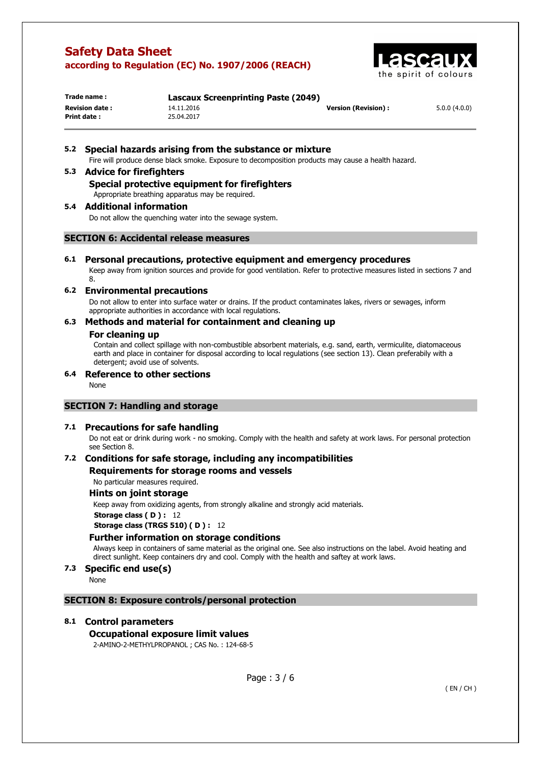### 5.2 Special hazards arising from the substance or mixture

Fire will produce dense black smoke. Exposure to decomposition products may cause a health hazard.

### 5.3 Advice for firefighters

#### Special protective equipment for firefighters

Appropriate breathing apparatus may be required.

### 5.4 Additional information

Do not allow the quenching water into the sewage system.

## SECTION 6: Accidental release measures

### 6.1 Personal precautions, protective equipment and emergency procedures

Keep away from ignition sources and provide for good ventilation. Refer to protective measures listed in sections 7 and 8.

### 6.2 Environmental precautions

Do not allow to enter into surface water or drains. If the product contaminates lakes, rivers or sewages, inform appropriate authorities in accordance with local regulations.

### 6.3 Methods and material for containment and cleaning up

#### For cleaning up

Contain and collect spillage with non-combustible absorbent materials, e.g. sand, earth, vermiculite, diatomaceous earth and place in container for disposal according to local regulations (see section 13). Clean preferabily with a detergent; avoid use of solvents.

### 6.4 Reference to other sections

None

## SECTION 7: Handling and storage

### 7.1 Precautions for safe handling

Do not eat or drink during work - no smoking. Comply with the health and safety at work laws. For personal protection see Section 8.

### 7.2 Conditions for safe storage, including any incompatibilities

#### Requirements for storage rooms and vessels

No particular measures required.

#### Hints on joint storage

Keep away from oxidizing agents, from strongly alkaline and strongly acid materials.

**Storage class ( D ) :** 12

**Storage class (TRGS 510) ( D ) :** 12

#### Further information on storage conditions

Always keep in containers of same material as the original one. See also instructions on the label. Avoid heating and direct sunlight. Keep containers dry and cool. Comply with the health and saftey at work laws.

### 7.3 Specific end use(s)

None

## SECTION 8: Exposure controls/personal protection

### 8.1 Control parameters

#### Occupational exposure limit values

2-AMINO-2-METHYLPROPANOL ; CAS No. : 124-68-5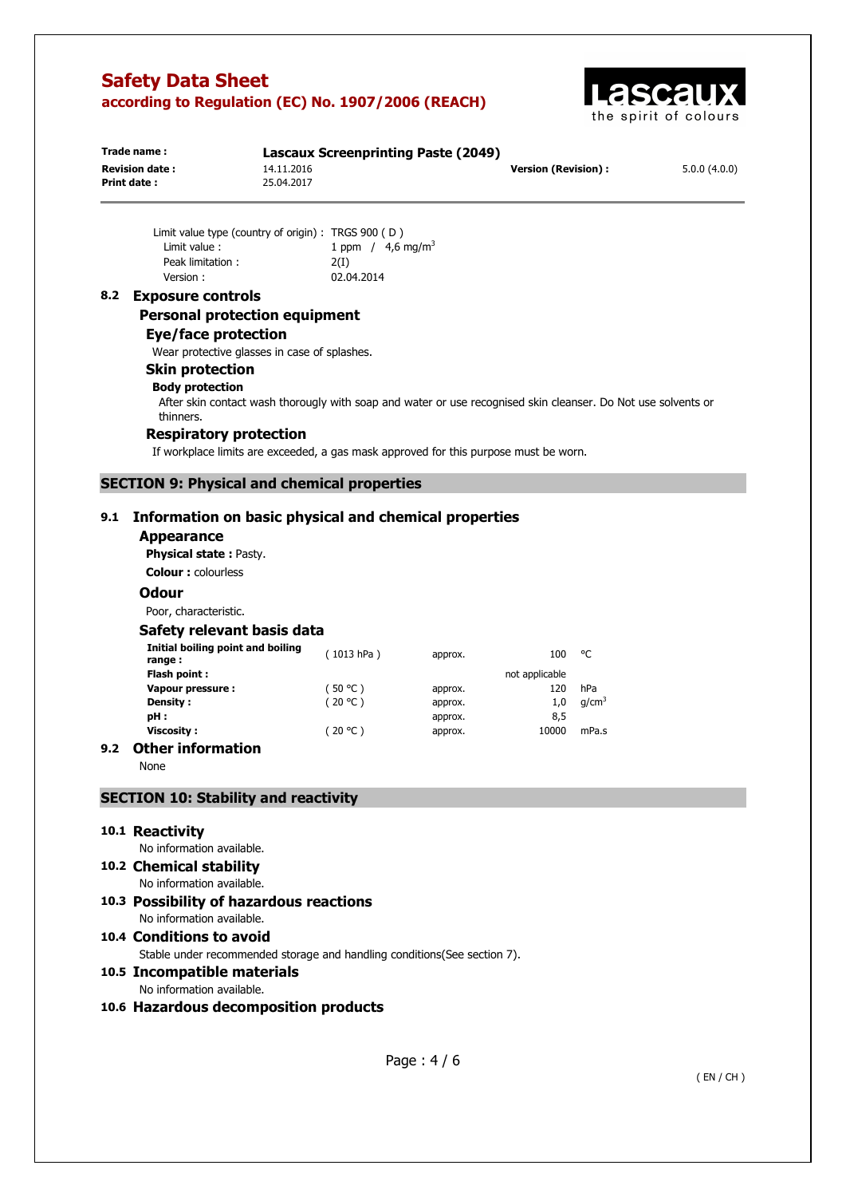| | |
|---|---|
| Limit value type (country of origin) : | TRGS 900 ( D ) |
| Limit value : | 1 ppm / 4,6 mg/m$^3$ |
| Peak limitation : | 2(I) |
| Version : | 02.04.2014 |

## 8.2 Exposure controls

### Personal protection equipment

#### Eye/face protection

Wear protective glasses in case of splashes.

#### Skin protection

**Body protection**

After skin contact wash thorougly with soap and water or use recognised skin cleanser. Do Not use solvents or thinners.

#### Respiratory protection

If workplace limits are exceeded, a gas mask approved for this purpose must be worn.

## SECTION 9: Physical and chemical properties

## 9.1 Information on basic physical and chemical properties

### Appearance

**Physical state :** Pasty.

**Colour :** colourless

### Odour

Poor, characteristic.

### Safety relevant basis data

| | | | | |
|---|---|---|---|---|
| **Initial boiling point and boiling range :** | ( 1013 hPa ) | approx. | 100 | °C |
| **Flash point :** | | | not applicable | |
| **Vapour pressure :** | ( 50 °C ) | approx. | 120 | hPa |
| **Density :** | ( 20 °C ) | approx. | 1,0 | g/cm$^3$ |
| **pH :** | | approx. | 8,5 | |
| **Viscosity :** | ( 20 °C ) | approx. | 10000 | mPa.s |

## 9.2 Other information

None

## SECTION 10: Stability and reactivity

## 10.1 Reactivity

No information available.

## 10.2 Chemical stability

No information available.

## 10.3 Possibility of hazardous reactions

No information available.

## 10.4 Conditions to avoid

Stable under recommended storage and handling conditions(See section 7).

## 10.5 Incompatible materials

No information available.

## 10.6 Hazardous decomposition products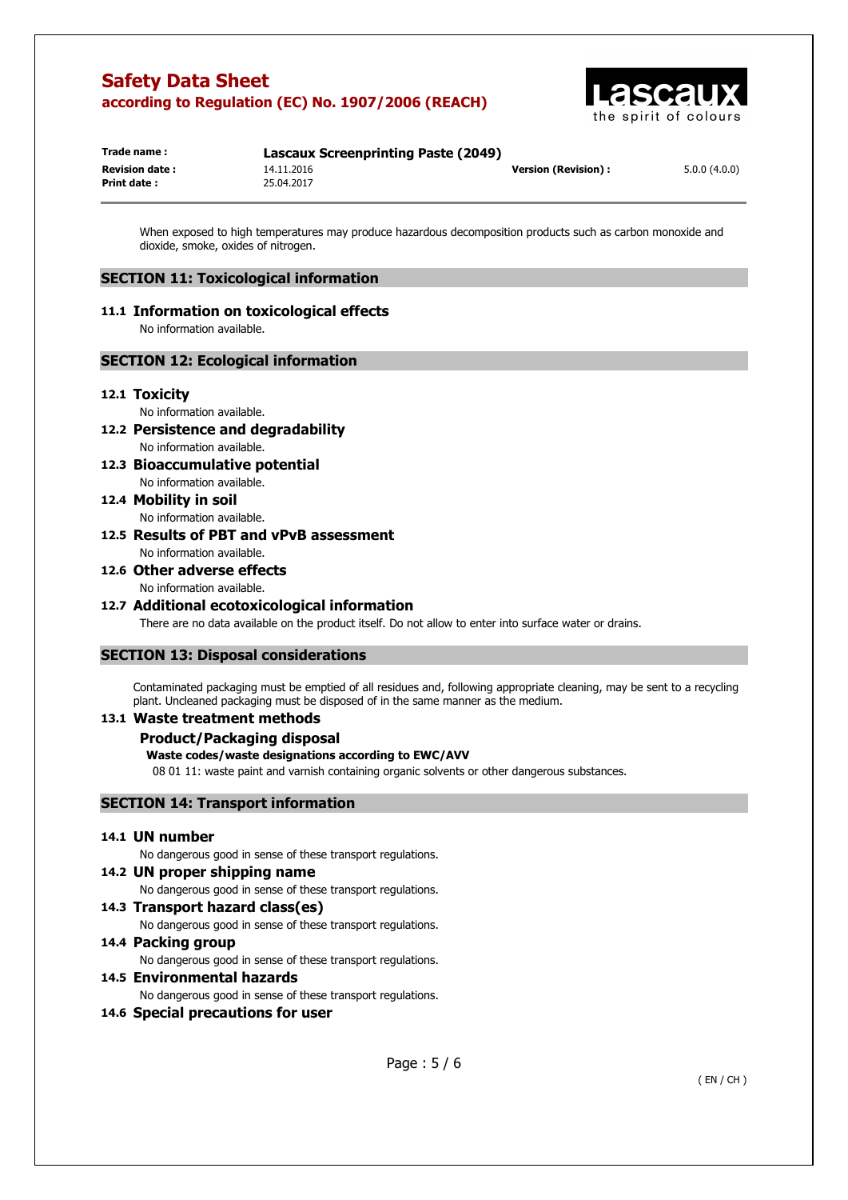When exposed to high temperatures may produce hazardous decomposition products such as carbon monoxide and dioxide, smoke, oxides of nitrogen.

## SECTION 11: Toxicological information

### 11.1 Information on toxicological effects

No information available.

## SECTION 12: Ecological information

### 12.1 Toxicity

No information available.

### 12.2 Persistence and degradability

No information available.

### 12.3 Bioaccumulative potential

No information available.

### 12.4 Mobility in soil

No information available.

### 12.5 Results of PBT and vPvB assessment

No information available.

### 12.6 Other adverse effects

No information available.

### 12.7 Additional ecotoxicological information

There are no data available on the product itself. Do not allow to enter into surface water or drains.

## SECTION 13: Disposal considerations

Contaminated packaging must be emptied of all residues and, following appropriate cleaning, may be sent to a recycling plant. Uncleaned packaging must be disposed of in the same manner as the medium.

### 13.1 Waste treatment methods

#### Product/Packaging disposal

**Waste codes/waste designations according to EWC/AVV**

08 01 11: waste paint and varnish containing organic solvents or other dangerous substances.

## SECTION 14: Transport information

### 14.1 UN number

No dangerous good in sense of these transport regulations.

### 14.2 UN proper shipping name

No dangerous good in sense of these transport regulations.

### 14.3 Transport hazard class(es)

No dangerous good in sense of these transport regulations.

### 14.4 Packing group

No dangerous good in sense of these transport regulations.

### 14.5 Environmental hazards

No dangerous good in sense of these transport regulations.

### 14.6 Special precautions for user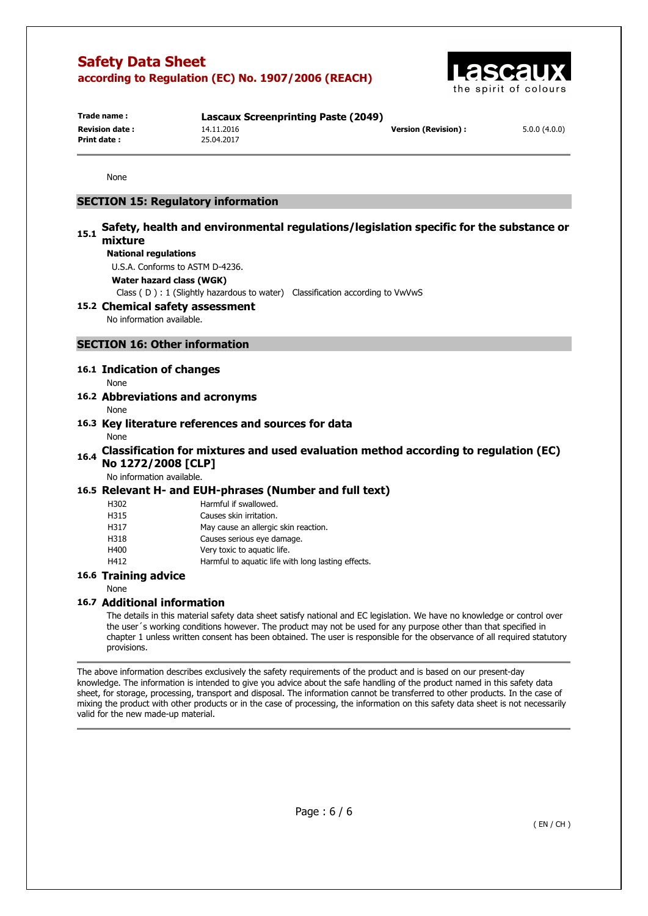None

## SECTION 15: Regulatory information

### 15.1 Safety, health and environmental regulations/legislation specific for the substance or mixture

**National regulations**

U.S.A. Conforms to ASTM D-4236.

**Water hazard class (WGK)**

Class ( D ) : 1 (Slightly hazardous to water) Classification according to VwVwS

### 15.2 Chemical safety assessment

No information available.

## SECTION 16: Other information

### 16.1 Indication of changes

None

### 16.2 Abbreviations and acronyms

None

### 16.3 Key literature references and sources for data

None

### 16.4 Classification for mixtures and used evaluation method according to regulation (EC) No 1272/2008 [CLP]

No information available.

### 16.5 Relevant H- and EUH-phrases (Number and full text)

| | |
|---|---|
| H302 | Harmful if swallowed. |
| H315 | Causes skin irritation. |
| H317 | May cause an allergic skin reaction. |
| H318 | Causes serious eye damage. |
| H400 | Very toxic to aquatic life. |
| H412 | Harmful to aquatic life with long lasting effects. |

### 16.6 Training advice

None

### 16.7 Additional information

The details in this material safety data sheet satisfy national and EC legislation. We have no knowledge or control over the user´s working conditions however. The product may not be used for any purpose other than that specified in chapter 1 unless written consent has been obtained. The user is responsible for the observance of all required statutory provisions.

The above information describes exclusively the safety requirements of the product and is based on our present-day knowledge. The information is intended to give you advice about the safe handling of the product named in this safety data sheet, for storage, processing, transport and disposal. The information cannot be transferred to other products. In the case of mixing the product with other products or in the case of processing, the information on this safety data sheet is not necessarily valid for the new made-up material.